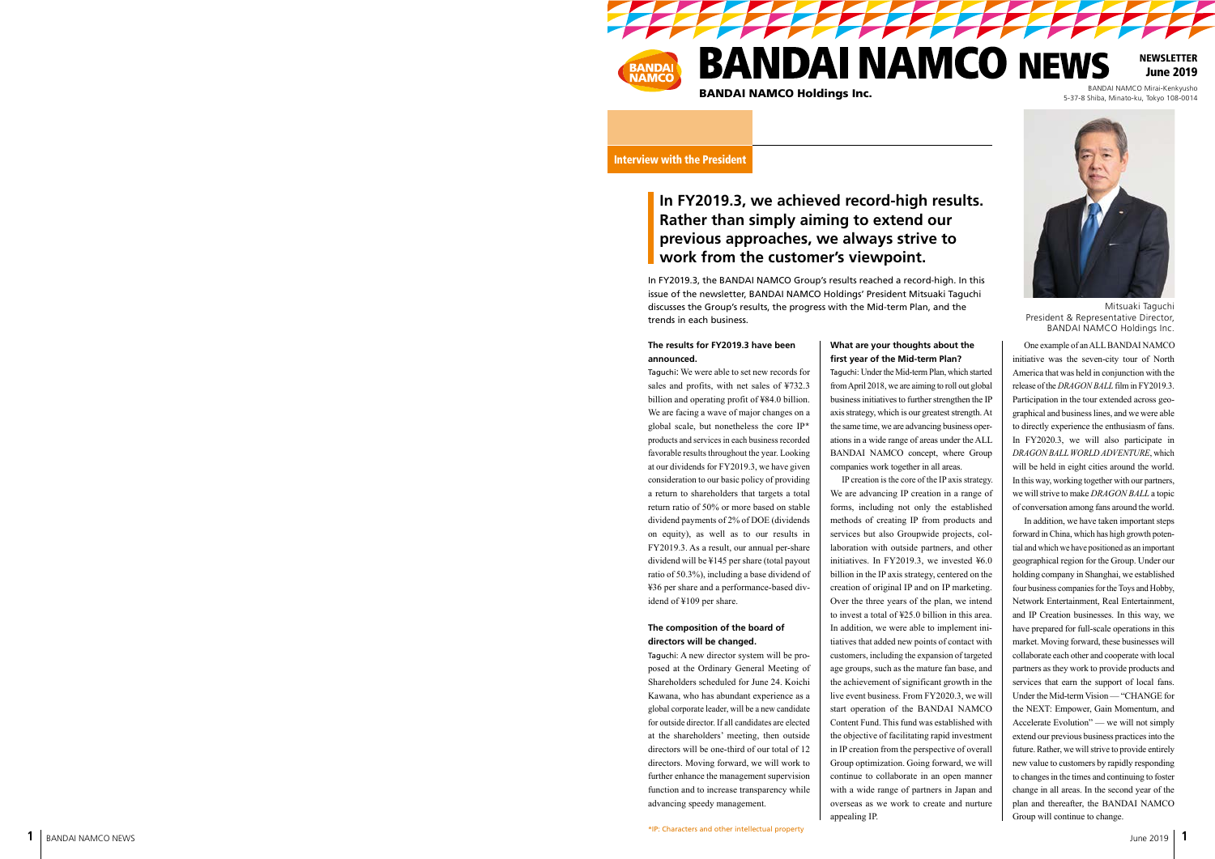# BANDAI NAMCO NEWS

**BANDAI NAMCO Holdings Inc.**

**NEWSLETTER June 2019**

BANDAI NAMCO Mirai-Kenkyusho
5-37-8 Shiba, Minato-ku, Tokyo 108-0014

**Interview with the President**

## In FY2019.3, we achieved record-high results. Rather than simply aiming to extend our previous approaches, we always strive to work from the customer's viewpoint.

In FY2019.3, the BANDAI NAMCO Group's results reached a record-high. In this issue of the newsletter, BANDAI NAMCO Holdings' President Mitsuaki Taguchi discusses the Group's results, the progress with the Mid-term Plan, and the trends in each business.

Mitsuaki Taguchi
President & Representative Director,
BANDAI NAMCO Holdings Inc.

### The results for FY2019.3 have been announced.

Taguchi: We were able to set new records for sales and profits, with net sales of ¥732.3 billion and operating profit of ¥84.0 billion. We are facing a wave of major changes on a global scale, but nonetheless the core IP* products and services in each business recorded favorable results throughout the year. Looking at our dividends for FY2019.3, we have given consideration to our basic policy of providing a return to shareholders that targets a total return ratio of 50% or more based on stable dividend payments of 2% of DOE (dividends on equity), as well as to our results in FY2019.3. As a result, our annual per-share dividend will be ¥145 per share (total payout ratio of 50.3%), including a base dividend of ¥36 per share and a performance-based dividend of ¥109 per share.

### The composition of the board of directors will be changed.

Taguchi: A new director system will be proposed at the Ordinary General Meeting of Shareholders scheduled for June 24. Koichi Kawana, who has abundant experience as a global corporate leader, will be a new candidate for outside director. If all candidates are elected at the shareholders' meeting, then outside directors will be one-third of our total of 12 directors. Moving forward, we will work to further enhance the management supervision function and to increase transparency while advancing speedy management.

### What are your thoughts about the first year of the Mid-term Plan?

Taguchi: Under the Mid-term Plan, which started from April 2018, we are aiming to roll out global business initiatives to further strengthen the IP axis strategy, which is our greatest strength. At the same time, we are advancing business operations in a wide range of areas under the ALL BANDAI NAMCO concept, where Group companies work together in all areas.

IP creation is the core of the IP axis strategy. We are advancing IP creation in a range of forms, including not only the established methods of creating IP from products and services but also Groupwide projects, collaboration with outside partners, and other initiatives. In FY2019.3, we invested ¥6.0 billion in the IP axis strategy, centered on the creation of original IP and on IP marketing. Over the three years of the plan, we intend to invest a total of ¥25.0 billion in this area. In addition, we were able to implement initiatives that added new points of contact with customers, including the expansion of targeted age groups, such as the mature fan base, and the achievement of significant growth in the live event business. From FY2020.3, we will start operation of the BANDAI NAMCO Content Fund. This fund was established with the objective of facilitating rapid investment in IP creation from the perspective of overall Group optimization. Going forward, we will continue to collaborate in an open manner with a wide range of partners in Japan and overseas as we work to create and nurture appealing IP.

One example of an ALL BANDAI NAMCO initiative was the seven-city tour of North America that was held in conjunction with the release of the *DRAGON BALL* film in FY2019.3. Participation in the tour extended across geographical and business lines, and we were able to directly experience the enthusiasm of fans. In FY2020.3, we will also participate in *DRAGON BALL WORLD ADVENTURE*, which will be held in eight cities around the world. In this way, working together with our partners, we will strive to make *DRAGON BALL* a topic of conversation among fans around the world.

In addition, we have taken important steps forward in China, which has high growth potential and which we have positioned as an important geographical region for the Group. Under our holding company in Shanghai, we established four business companies for the Toys and Hobby, Network Entertainment, Real Entertainment, and IP Creation businesses. In this way, we have prepared for full-scale operations in this market. Moving forward, these businesses will collaborate each other and cooperate with local partners as they work to provide products and services that earn the support of local fans. Under the Mid-term Vision — "CHANGE for the NEXT: Empower, Gain Momentum, and Accelerate Evolution" — we will not simply extend our previous business practices into the future. Rather, we will strive to provide entirely new value to customers by rapidly responding to changes in the times and continuing to foster change in all areas. In the second year of the plan and thereafter, the BANDAI NAMCO Group will continue to change.

*IP: Characters and other intellectual property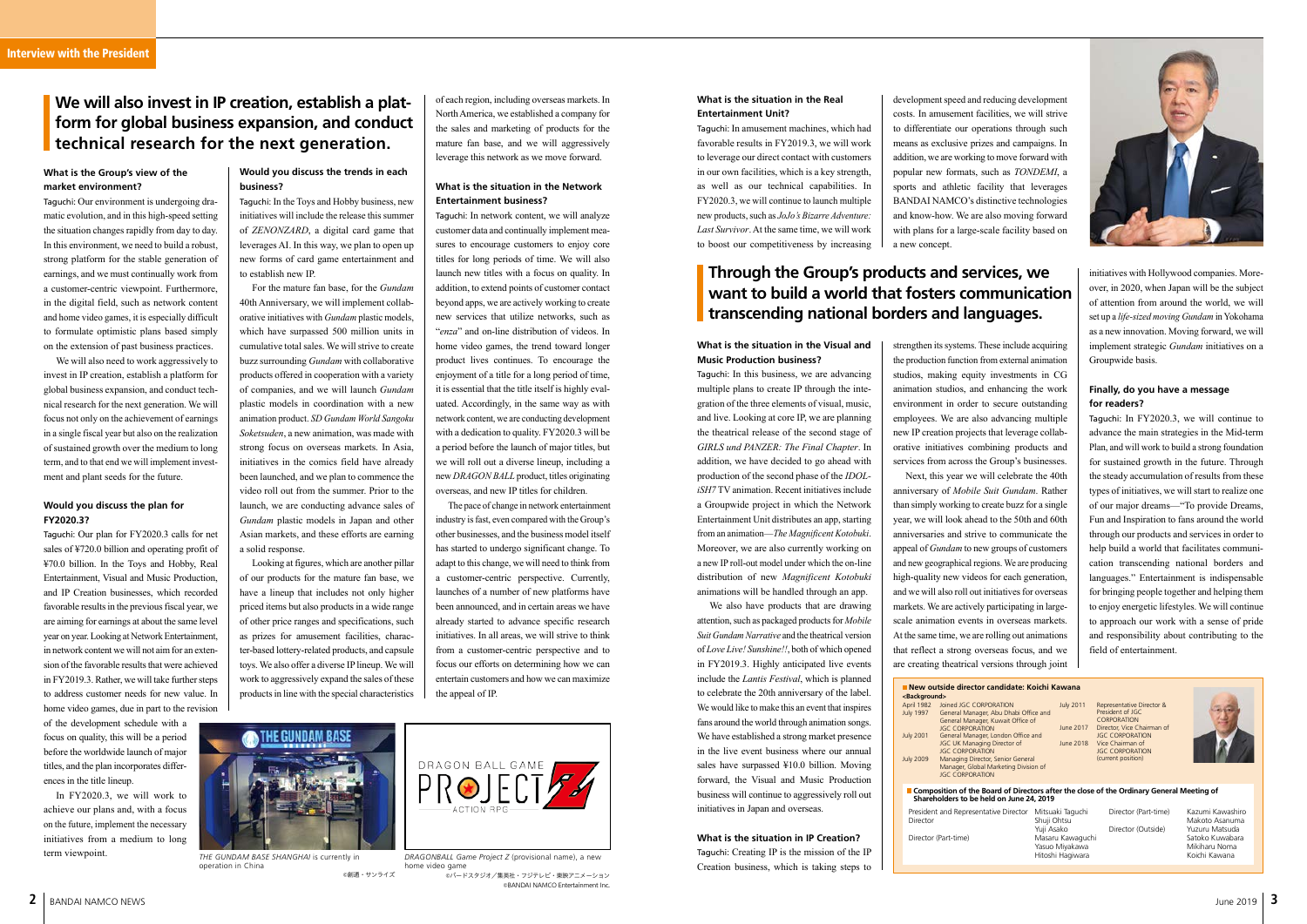# Interview with the President

## We will also invest in IP creation, establish a platform for global business expansion, and conduct technical research for the next generation.

**What is the Group's view of the market environment?**

Taguchi: Our environment is undergoing dramatic evolution, and in this high-speed setting the situation changes rapidly from day to day. In this environment, we need to build a robust, strong platform for the stable generation of earnings, and we must continually work from a customer-centric viewpoint. Furthermore, in the digital field, such as network content and home video games, it is especially difficult to formulate optimistic plans based simply on the extension of past business practices.

We will also need to work aggressively to invest in IP creation, establish a platform for global business expansion, and conduct technical research for the next generation. We will focus not only on the achievement of earnings in a single fiscal year but also on the realization of sustained growth over the medium to long term, and to that end we will implement investment and plant seeds for the future.

**Would you discuss the plan for FY2020.3?**

Taguchi: Our plan for FY2020.3 calls for net sales of ¥720.0 billion and operating profit of ¥70.0 billion. In the Toys and Hobby, Real Entertainment, Visual and Music Production, and IP Creation businesses, which recorded favorable results in the previous fiscal year, we are aiming for earnings at about the same level year on year. Looking at Network Entertainment, in network content we will not aim for an extension of the favorable results that were achieved in FY2019.3. Rather, we will take further steps to address customer needs for new value. In home video games, due in part to the revision of the development schedule with a focus on quality, this will be a period before the worldwide launch of major titles, and the plan incorporates differences in the title lineup.

In FY2020.3, we will work to achieve our plans and, with a focus on the future, implement the necessary initiatives from a medium to long term viewpoint.

**Would you discuss the trends in each business?**

Taguchi: In the Toys and Hobby business, new initiatives will include the release this summer of *ZENONZARD*, a digital card game that leverages AI. In this way, we plan to open up new forms of card game entertainment and to establish new IP.

For the mature fan base, for the *Gundam* 40th Anniversary, we will implement collaborative initiatives with *Gundam* plastic models, which have surpassed 500 million units in cumulative total sales. We will strive to create buzz surrounding *Gundam* with collaborative products offered in cooperation with a variety of companies, and we will launch *Gundam* plastic models in coordination with a new animation product. *SD Gundam World Sangoku Soketsuden*, a new animation, was made with strong focus on overseas markets. In Asia, initiatives in the comics field have already been launched, and we plan to commence the video roll out from the summer. Prior to the launch, we are conducting advance sales of *Gundam* plastic models in Japan and other Asian markets, and these efforts are earning a solid response.

Looking at figures, which are another pillar of our products for the mature fan base, we have a lineup that includes not only higher priced items but also products in a wide range of other price ranges and specifications, such as prizes for amusement facilities, character-based lottery-related products, and capsule toys. We also offer a diverse IP lineup. We will work to aggressively expand the sales of these products in line with the special characteristics of each region, including overseas markets. In North America, we established a company for the sales and marketing of products for the mature fan base, and we will aggressively leverage this network as we move forward.

**What is the situation in the Network Entertainment business?**

Taguchi: In network content, we will analyze customer data and continually implement measures to encourage customers to enjoy core titles for long periods of time. We will also launch new titles with a focus on quality. In addition, to extend points of customer contact beyond apps, we are actively working to create new services that utilize networks, such as "*enza*" and on-line distribution of videos. In home video games, the trend toward longer product lives continues. To encourage the enjoyment of a title for a long period of time, it is essential that the title itself is highly evaluated. Accordingly, in the same way as with network content, we are conducting development with a dedication to quality. FY2020.3 will be a period before the launch of major titles, but we will roll out a diverse lineup, including a new *DRAGON BALL* product, titles originating overseas, and new IP titles for children.

The pace of change in network entertainment industry is fast, even compared with the Group's other businesses, and the business model itself has started to undergo significant change. To adapt to this change, we will need to think from a customer-centric perspective. Currently, launches of a number of new platforms have been announced, and in certain areas we have already started to advance specific research initiatives. In all areas, we will strive to think from a customer-centric perspective and to focus our efforts on determining how we can entertain customers and how we can maximize the appeal of IP.

*THE GUNDAM BASE SHANGHAI* is currently in operation in China

©創通・サンライズ

*DRAGONBALL Game Project Z* (provisional name), a new home video game

©バードスタジオ／集英社・フジテレビ・東映アニメーション
©BANDAI NAMCO Entertainment Inc.

**What is the situation in the Real Entertainment Unit?**

Taguchi: In amusement machines, which had favorable results in FY2019.3, we will work to leverage our direct contact with customers in our own facilities, which is a key strength, as well as our technical capabilities. In FY2020.3, we will continue to launch multiple new products, such as *JoJo's Bizarre Adventure: Last Survivor*. At the same time, we will work to boost our competitiveness by increasing development speed and reducing development costs. In amusement facilities, we will strive to differentiate our operations through such means as exclusive prizes and campaigns. In addition, we are working to move forward with popular new formats, such as *TONDEMI*, a sports and athletic facility that leverages BANDAI NAMCO's distinctive technologies and know-how. We are also moving forward with plans for a large-scale facility based on a new concept.

## Through the Group's products and services, we want to build a world that fosters communication transcending national borders and languages.

**What is the situation in the Visual and Music Production business?**

Taguchi: In this business, we are advancing multiple plans to create IP through the integration of the three elements of visual, music, and live. Looking at core IP, we are planning the theatrical release of the second stage of *GIRLS und PANZER: The Final Chapter*. In addition, we have decided to go ahead with production of the second phase of the *IDOLiSH7* TV animation. Recent initiatives include a Groupwide project in which the Network Entertainment Unit distributes an app, starting from an animation—*The Magnificent Kotobuki*. Moreover, we are also currently working on a new IP roll-out model under which the on-line distribution of new *Magnificent Kotobuki* animations will be handled through an app.

We also have products that are drawing attention, such as packaged products for *Mobile Suit Gundam Narrative* and the theatrical version of *Love Live! Sunshine!!*, both of which opened in FY2019.3. Highly anticipated live events include the *Lantis Festival*, which is planned to celebrate the 20th anniversary of the label. We would like to make this an event that inspires fans around the world through animation songs. We have established a strong market presence in the live event business where our annual sales have surpassed ¥10.0 billion. Moving forward, the Visual and Music Production business will continue to aggressively roll out initiatives in Japan and overseas.

**What is the situation in IP Creation?**

Taguchi: Creating IP is the mission of the IP Creation business, which is taking steps to strengthen its systems. These include acquiring the production function from external animation studios, making equity investments in CG animation studios, and enhancing the work environment in order to secure outstanding employees. We are also advancing multiple new IP creation projects that leverage collaborative initiatives combining products and services from across the Group's businesses.

Next, this year we will celebrate the 40th anniversary of *Mobile Suit Gundam*. Rather than simply working to create buzz for a single year, we will look ahead to the 50th and 60th anniversaries and strive to communicate the appeal of *Gundam* to new groups of customers and new geographical regions. We are producing high-quality new videos for each generation, and we will also roll out initiatives for overseas markets. We are actively participating in large-scale animation events in overseas markets. At the same time, we are rolling out animations that reflect a strong overseas focus, and we are creating theatrical versions through joint initiatives with Hollywood companies. Moreover, in 2020, when Japan will be the subject of attention from around the world, we will set up a *life-sized moving Gundam* in Yokohama as a new innovation. Moving forward, we will implement strategic *Gundam* initiatives on a Groupwide basis.

**Finally, do you have a message for readers?**

Taguchi: In FY2020.3, we will continue to advance the main strategies in the Mid-term Plan, and will work to build a strong foundation for sustained growth in the future. Through the steady accumulation of results from these types of initiatives, we will start to realize one of our major dreams—"To provide Dreams, Fun and Inspiration to fans around the world through our products and services in order to help build a world that facilitates communication transcending national borders and languages." Entertainment is indispensable for bringing people together and helping them to enjoy energetic lifestyles. We will continue to approach our work with a sense of pride and responsibility about contributing to the field of entertainment.

**New outside director candidate: Koichi Kawana**

**<Background>**

| | |
|---|---|
| April 1982 | Joined JGC CORPORATION |
| July 1997 | General Manager, Abu Dhabi Office and General Manager, Kuwait Office of JGC CORPORATION |
| July 2001 | General Manager, London Office and JGC UK Managing Director of JGC CORPORATION |
| July 2009 | Managing Director, Senior General Manager, Global Marketing Division of JGC CORPORATION |
| July 2011 | Representative Director & President of JGC CORPORATION |
| June 2017 | Director, Vice Chairman of JGC CORPORATION |
| June 2018 | Vice Chairman of JGC CORPORATION (current position) |

**Composition of the Board of Directors after the close of the Ordinary General Meeting of Shareholders to be held on June 24, 2019**

| | | | |
|---|---|---|---|
| President and Representative Director | Mitsuaki Taguchi | Director (Part-time) | Kazumi Kawashiro |
| Director | Shuji Ohtsu | | Makoto Asanuma |
| | Yuji Asako | Director (Outside) | Yuzuru Matsuda |
| Director (Part-time) | Masaru Kawaguchi | | Satoko Kuwabara |
| | Yasuo Miyakawa | | Mikiharu Noma |
| | Hitoshi Hagiwara | | Koichi Kawana |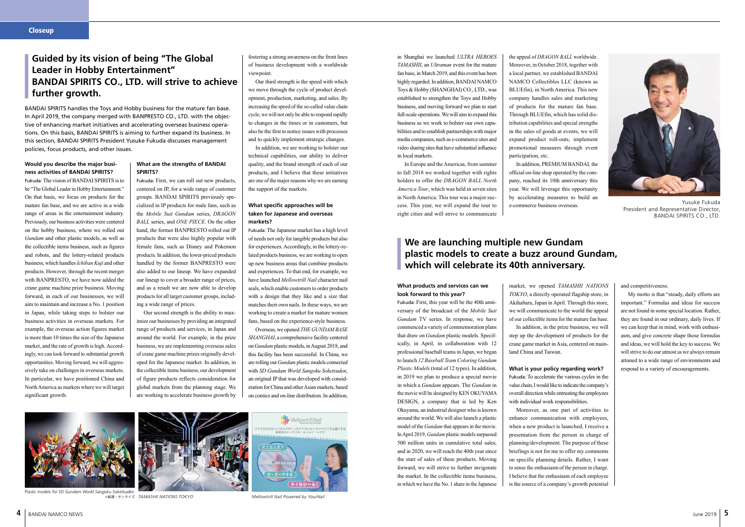Closeup

# Guided by its vision of being "The Global Leader in Hobby Entertainment" BANDAI SPIRITS CO., LTD. will strive to achieve further growth.

BANDAI SPIRITS handles the Toys and Hobby business for the mature fan base. In April 2019, the company merged with BANPRESTO CO., LTD. with the objective of enhancing market initiatives and accelerating overseas business operations. On this basis, BANDAI SPIRITS is aiming to further expand its business. In this section, BANDAI SPIRITS President Yusuke Fukuda discusses management policies, focus products, and other issues.

### Would you describe the major business activities of BANDAI SPIRITS?

Fukuda: The vision of BANDAI SPIRITS is to be "The Global Leader in Hobby Entertainment." On that basis, we focus on products for the mature fan base, and we are active in a wide range of areas in the entertainment industry. Previously, our business activities were centered on the hobby business, where we rolled out *Gundam* and other plastic models, as well as the collectible items business, such as figures and robots, and the lottery-related products business, which handles *Ichiban Kuji* and other products. However, through the recent merger with BANPRESTO, we have now added the crane game machine prize business. Moving forward, in each of our businesses, we will aim to maintain and increase a No. 1 position in Japan, while taking steps to bolster our business activities in overseas markets. For example, the overseas action figures market is more than 10 times the size of the Japanese market, and the rate of growth is high. Accordingly, we can look forward to substantial growth opportunities. Moving forward, we will aggressively take on challenges in overseas markets. In particular, we have positioned China and North America as markets where we will target significant growth.

### What are the strengths of BANDAI SPIRITS?

Fukuda: First, we can roll out new products, centered on IP, for a wide range of customer groups. BANDAI SPIRITS previously specialized in IP products for male fans, such as the *Mobile Suit Gundam* series, *DRAGON BALL* series, and *ONE PIECE*. On the other hand, the former BANPRESTO rolled out IP products that were also highly popular with female fans, such as Disney and Pokemon products. In addition, the lower-priced products handled by the former BANPRESTO were also added to our lineup. We have expanded our lineup to cover a broader range of prices, and as a result we are now able to develop products for all target customer groups, including a wide range of prices.

Our second strength is the ability to maximize our businesses by providing an integrated range of products and services, in Japan and around the world. For example, in the prize business, we are implementing overseas sales of crane game machine prizes originally developed for the Japanese market. In addition, in the collectible items business, our development of figure products reflects consideration for global markets from the planning stage. We are working to accelerate business growth by fostering a strong awareness on the front lines of business development with a worldwide viewpoint.

Our third strength is the speed with which we move through the cycle of product development, production, marketing, and sales. By increasing the speed of the so-called value chain cycle, we will not only be able to respond rapidly to changes in the times or in customers, but also be the first to notice issues with processes and to quickly implement strategic changes.

In addition, we are working to bolster our technical capabilities, our ability to deliver quality, and the brand strength of each of our products, and I believe that these initiatives are one of the major reasons why we are earning the support of the markets.

### What specific approaches will be taken for Japanese and overseas markets?

Fukuda: The Japanese market has a high level of needs not only for tangible products but also for experiences. Accordingly, in the lottery-related products business, we are working to open up new business areas that combine products and experiences. To that end, for example, we have launched *Mellowtrill Nail* character nail seals, which enable customers to order products with a design that they like and a size that matches their own nails. In these ways, we are working to create a market for mature women fans, based on the experience-style business.

Overseas, we opened *THE GUNDAM BASE SHANGHAI*, a comprehensive facility centered on *Gundam* plastic models, in August 2018, and this facility has been successful. In China, we are rolling out *Gundam* plastic models connected with *SD Gundam World Sangoku Soketsuden*, an original IP that was developed with consideration for China and other Asian markets, based on comics and on-line distribution. In addition, in Shanghai we launched *ULTRA HEROES TAMASHII*, an *Ultraman* event for the mature fan base, in March 2019, and this event has been highly regarded. In addition, BANDAI NAMCO Toys & Hobby (SHANGHAI) CO., LTD., was established to strengthen the Toys and Hobby business, and moving forward we plan to start full-scale operations. We will aim to expand this business as we work to bolster our own capabilities and to establish partnerships with major media companies, such as e-commerce sites and video sharing sites that have substantial influence in local markets.

In Europe and the Americas, from summer to fall 2018 we worked together with rights holders to offer the *DRAGON BALL North America Tour*, which was held in seven sites in North America. This tour was a major success. This year, we will expand the tour to eight cities and will strive to communicate the appeal of *DRAGON BALL* worldwide. Moreover, in October 2018, together with a local partner, we established BANDAI NAMCO Collectibles LLC (known as BLUEfin), in North America. This new company handles sales and marketing of products for the mature fan base. Through BLUEfin, which has solid distribution capabilities and special strengths in the sales of goods at events, we will expand product roll-outs, implement promotional measures through event participation, etc.

In addition, PREMIUM BANDAI, the official on-line shop operated by the company, reached its 10th anniversary this year. We will leverage this opportunity by accelerating measures to build an e-commerce business overseas.

Yusuke Fukuda
President and Representative Director,
BANDAI SPIRITS CO., LTD.

Plastic models for *SD Gundam World Sangoku Soketsuden*
©創通・サンライズ

*TAMASHII NATIONS TOKYO*

*Mellowtrill Nail Powered by YourNail*

## We are launching multiple new Gundam plastic models to create a buzz around Gundam, which will celebrate its 40th anniversary.

### What products and services can we look forward to this year?

Fukuda: First, this year will be the 40th anniversary of the broadcast of the *Mobile Suit Gundam* TV series. In response, we have commenced a variety of commemoration plans that draw on *Gundam* plastic models. Specifically, in April, in collaboration with 12 professional baseball teams in Japan, we began to launch *12 Baseball Team Coloring Gundam Plastic Models* (total of 12 types). In addition, in 2019 we plan to produce a special movie in which a *Gundam* appears. The *Gundam* in the movie will be designed by KEN OKUYAMA DESIGN, a company that is led by Ken Okuyama, an industrial designer who is known around the world. We will also launch a plastic model of the *Gundam* that appears in the movie. In April 2019, *Gundam* plastic models surpassed 500 million units in cumulative total sales, and in 2020, we will reach the 40th year since the start of sales of these products. Moving forward, we will strive to further invigorate the market. In the collectible items business, in which we have the No. 1 share in the Japanese market, we opened *TAMASHII NATIONS TOKYO*, a directly operated flagship store, in Akihabara, Japan in April. Through this store, we will communicate to the world the appeal of our collectible items for the mature fan base.

In addition, in the prize business, we will step up the development of products for the crane game market in Asia, centered on mainland China and Taiwan.

### What is your policy regarding work?

Fukuda: To accelerate the various cycles in the value chain, I would like to indicate the company's overall direction while entrusting the employees with individual work responsibilities.

Moreover, as one part of activities to enhance communication with employees, when a new product is launched, I receive a presentation from the person in charge of planning/development. The purpose of these briefings is not for me to offer my comments on specific planning details. Rather, I want to sense the enthusiasm of the person in charge. I believe that the enthusiasm of each employee is the source of a company's growth potential and competitiveness.

My motto is that "steady, daily efforts are important." Formulas and ideas for success are not found in some special location. Rather, they are found in our ordinary, daily lives. If we can keep that in mind, work with enthusiasm, and give concrete shape those formulas and ideas, we will hold the key to success. We will strive to do our utmost as we always remain attuned to a wide range of environments and respond to a variety of encouragements.